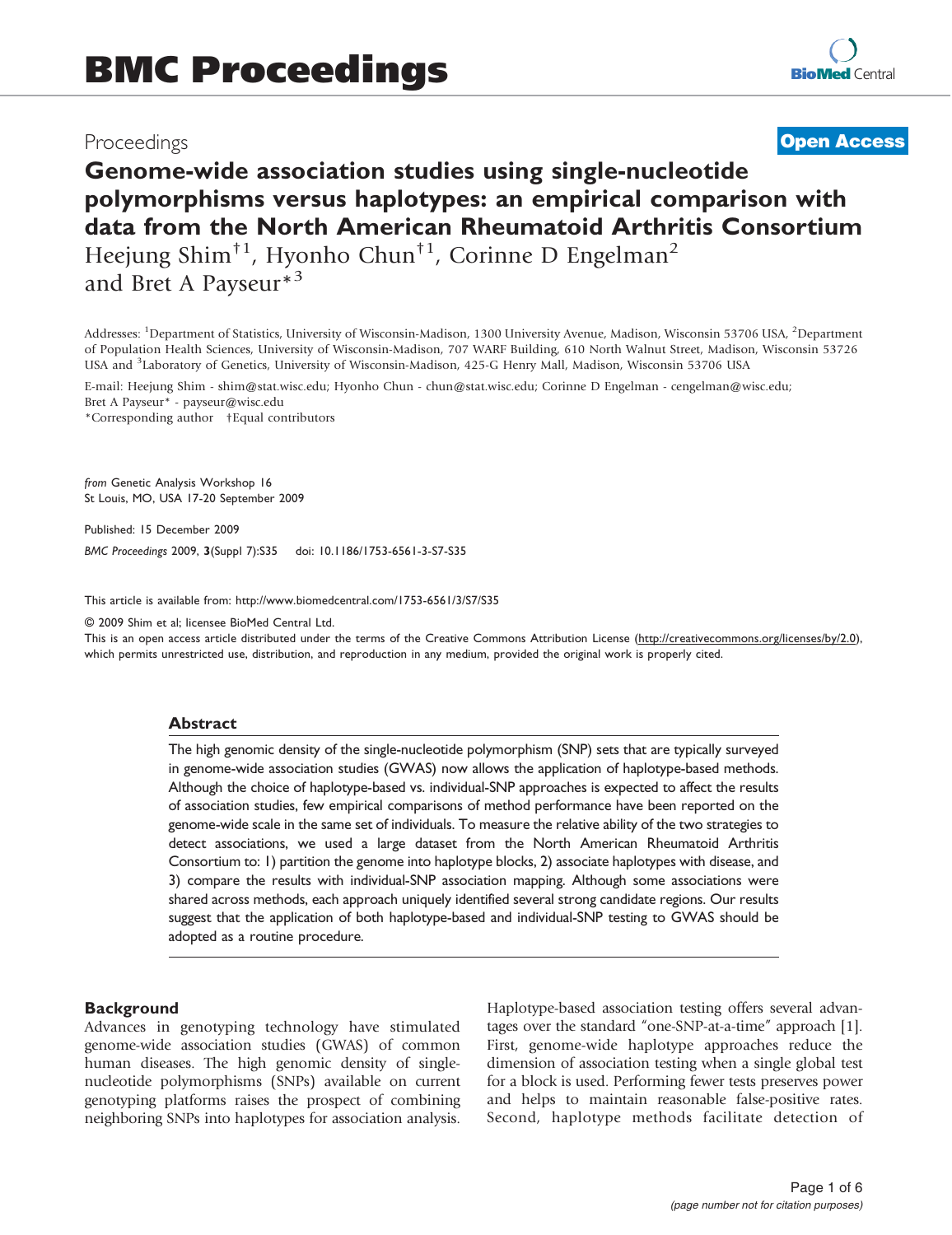Proceedings **Open Access**

# Genome-wide association studies using single-nucleotide polymorphisms versus haplotypes: an empirical comparison with data from the North American Rheumatoid Arthritis Consortium

Heejung Shim†[1], Hyonho Chun†[1], Corinne D Engelman[2] and Bret A Payseur*[3]

Addresses: [1]Department of Statistics, University of Wisconsin-Madison, 1300 University Avenue, Madison, Wisconsin 53706 USA, [2]Department of Population Health Sciences, University of Wisconsin-Madison, 707 WARF Building, 610 North Walnut Street, Madison, Wisconsin 53726 USA and [3]Laboratory of Genetics, University of Wisconsin-Madison, 425-G Henry Mall, Madison, Wisconsin 53706 USA

E-mail: Heejung Shim - shim@stat.wisc.edu; Hyonho Chun - chun@stat.wisc.edu; Corinne D Engelman - cengelman@wisc.edu; Bret A Payseur* - payseur@wisc.edu

*Corresponding author †Equal contributors

*from* Genetic Analysis Workshop 16
St Louis, MO, USA 17-20 September 2009

Published: 15 December 2009

*BMC Proceedings* 2009, **3**(Suppl 7):S35 doi: 10.1186/1753-6561-3-S7-S35

This article is available from: http://www.biomedcentral.com/1753-6561/3/S7/S35

© 2009 Shim et al; licensee BioMed Central Ltd.
This is an open access article distributed under the terms of the Creative Commons Attribution License (http://creativecommons.org/licenses/by/2.0), which permits unrestricted use, distribution, and reproduction in any medium, provided the original work is properly cited.

## Abstract

The high genomic density of the single-nucleotide polymorphism (SNP) sets that are typically surveyed in genome-wide association studies (GWAS) now allows the application of haplotype-based methods. Although the choice of haplotype-based vs. individual-SNP approaches is expected to affect the results of association studies, few empirical comparisons of method performance have been reported on the genome-wide scale in the same set of individuals. To measure the relative ability of the two strategies to detect associations, we used a large dataset from the North American Rheumatoid Arthritis Consortium to: 1) partition the genome into haplotype blocks, 2) associate haplotypes with disease, and 3) compare the results with individual-SNP association mapping. Although some associations were shared across methods, each approach uniquely identified several strong candidate regions. Our results suggest that the application of both haplotype-based and individual-SNP testing to GWAS should be adopted as a routine procedure.

## Background

Advances in genotyping technology have stimulated genome-wide association studies (GWAS) of common human diseases. The high genomic density of single-nucleotide polymorphisms (SNPs) available on current genotyping platforms raises the prospect of combining neighboring SNPs into haplotypes for association analysis.

Haplotype-based association testing offers several advantages over the standard "one-SNP-at-a-time" approach [1]. First, genome-wide haplotype approaches reduce the dimension of association testing when a single global test for a block is used. Performing fewer tests preserves power and helps to maintain reasonable false-positive rates. Second, haplotype methods facilitate detection of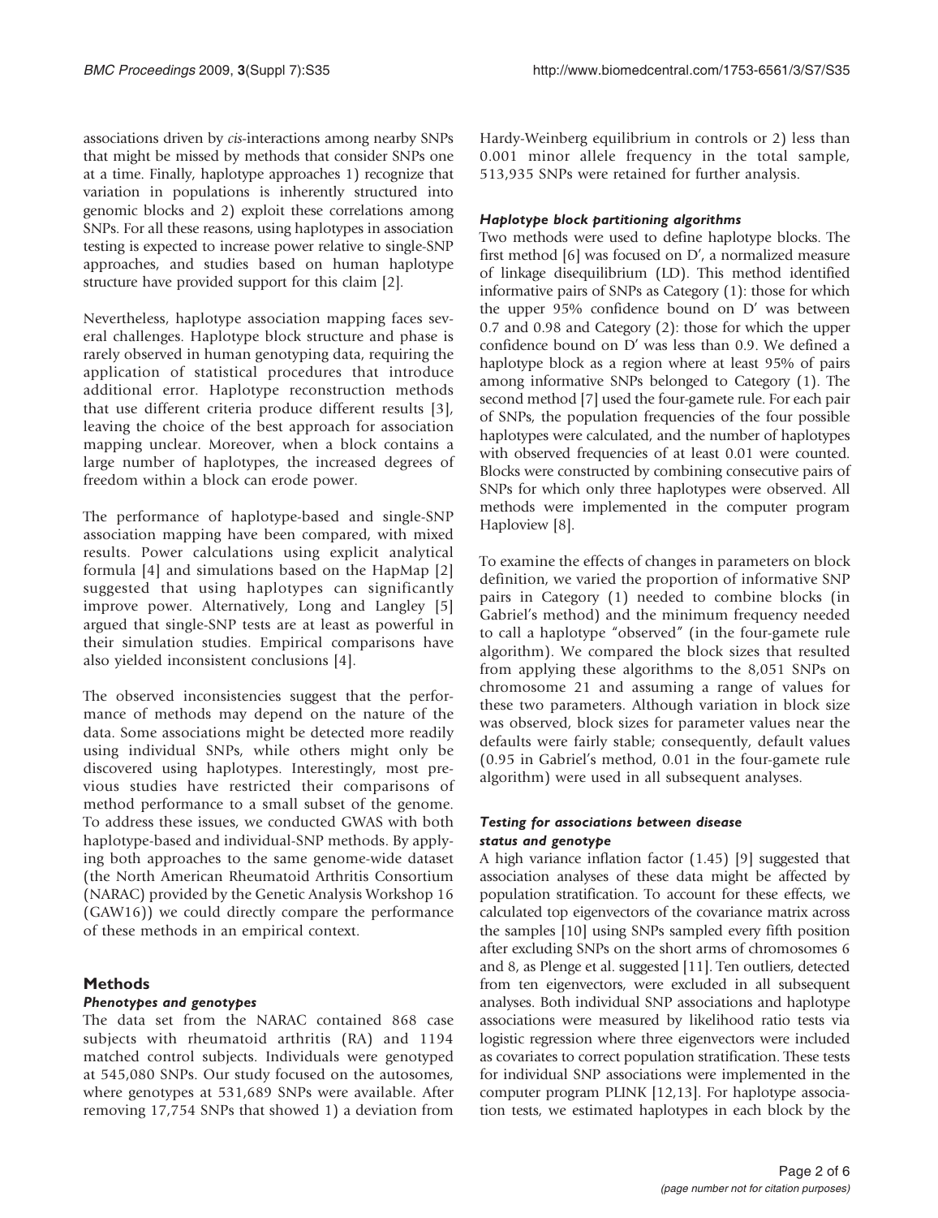associations driven by *cis*-interactions among nearby SNPs that might be missed by methods that consider SNPs one at a time. Finally, haplotype approaches 1) recognize that variation in populations is inherently structured into genomic blocks and 2) exploit these correlations among SNPs. For all these reasons, using haplotypes in association testing is expected to increase power relative to single-SNP approaches, and studies based on human haplotype structure have provided support for this claim [2].

Nevertheless, haplotype association mapping faces several challenges. Haplotype block structure and phase is rarely observed in human genotyping data, requiring the application of statistical procedures that introduce additional error. Haplotype reconstruction methods that use different criteria produce different results [3], leaving the choice of the best approach for association mapping unclear. Moreover, when a block contains a large number of haplotypes, the increased degrees of freedom within a block can erode power.

The performance of haplotype-based and single-SNP association mapping have been compared, with mixed results. Power calculations using explicit analytical formula [4] and simulations based on the HapMap [2] suggested that using haplotypes can significantly improve power. Alternatively, Long and Langley [5] argued that single-SNP tests are at least as powerful in their simulation studies. Empirical comparisons have also yielded inconsistent conclusions [4].

The observed inconsistencies suggest that the performance of methods may depend on the nature of the data. Some associations might be detected more readily using individual SNPs, while others might only be discovered using haplotypes. Interestingly, most previous studies have restricted their comparisons of method performance to a small subset of the genome. To address these issues, we conducted GWAS with both haplotype-based and individual-SNP methods. By applying both approaches to the same genome-wide dataset (the North American Rheumatoid Arthritis Consortium (NARAC) provided by the Genetic Analysis Workshop 16 (GAW16)) we could directly compare the performance of these methods in an empirical context.

## Methods

### *Phenotypes and genotypes*

The data set from the NARAC contained 868 case subjects with rheumatoid arthritis (RA) and 1194 matched control subjects. Individuals were genotyped at 545,080 SNPs. Our study focused on the autosomes, where genotypes at 531,689 SNPs were available. After removing 17,754 SNPs that showed 1) a deviation from Hardy-Weinberg equilibrium in controls or 2) less than 0.001 minor allele frequency in the total sample, 513,935 SNPs were retained for further analysis.

### *Haplotype block partitioning algorithms*

Two methods were used to define haplotype blocks. The first method [6] was focused on D′, a normalized measure of linkage disequilibrium (LD). This method identified informative pairs of SNPs as Category (1): those for which the upper 95% confidence bound on D′ was between 0.7 and 0.98 and Category (2): those for which the upper confidence bound on D′ was less than 0.9. We defined a haplotype block as a region where at least 95% of pairs among informative SNPs belonged to Category (1). The second method [7] used the four-gamete rule. For each pair of SNPs, the population frequencies of the four possible haplotypes were calculated, and the number of haplotypes with observed frequencies of at least 0.01 were counted. Blocks were constructed by combining consecutive pairs of SNPs for which only three haplotypes were observed. All methods were implemented in the computer program Haploview [8].

To examine the effects of changes in parameters on block definition, we varied the proportion of informative SNP pairs in Category (1) needed to combine blocks (in Gabriel's method) and the minimum frequency needed to call a haplotype "observed" (in the four-gamete rule algorithm). We compared the block sizes that resulted from applying these algorithms to the 8,051 SNPs on chromosome 21 and assuming a range of values for these two parameters. Although variation in block size was observed, block sizes for parameter values near the defaults were fairly stable; consequently, default values (0.95 in Gabriel's method, 0.01 in the four-gamete rule algorithm) were used in all subsequent analyses.

### *Testing for associations between disease status and genotype*

A high variance inflation factor (1.45) [9] suggested that association analyses of these data might be affected by population stratification. To account for these effects, we calculated top eigenvectors of the covariance matrix across the samples [10] using SNPs sampled every fifth position after excluding SNPs on the short arms of chromosomes 6 and 8, as Plenge et al. suggested [11]. Ten outliers, detected from ten eigenvectors, were excluded in all subsequent analyses. Both individual SNP associations and haplotype associations were measured by likelihood ratio tests via logistic regression where three eigenvectors were included as covariates to correct population stratification. These tests for individual SNP associations were implemented in the computer program PLINK [12,13]. For haplotype association tests, we estimated haplotypes in each block by the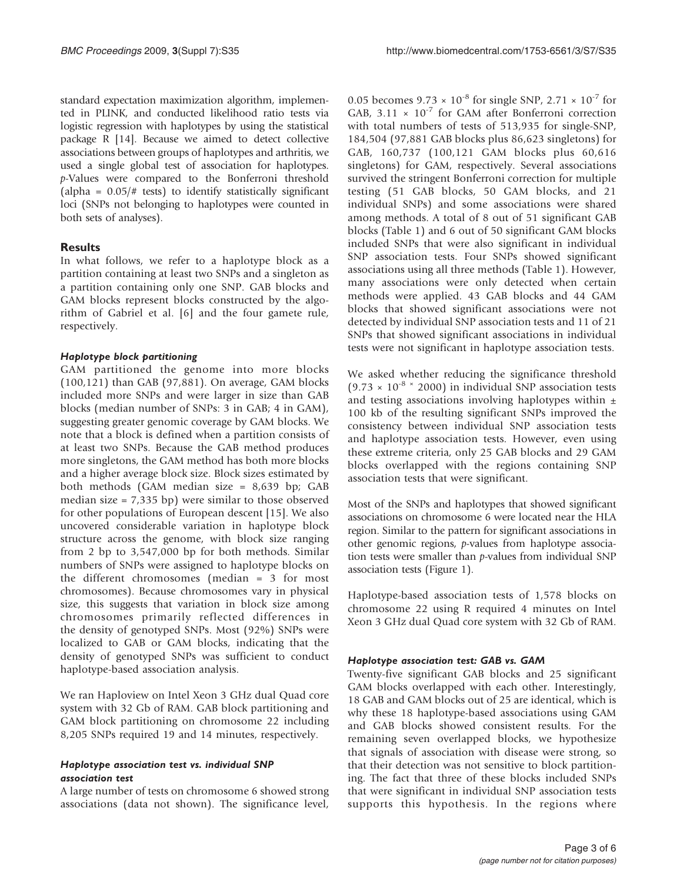standard expectation maximization algorithm, implemented in PLINK, and conducted likelihood ratio tests via logistic regression with haplotypes by using the statistical package R [14]. Because we aimed to detect collective associations between groups of haplotypes and arthritis, we used a single global test of association for haplotypes. *p*-Values were compared to the Bonferroni threshold (alpha = 0.05/# tests) to identify statistically significant loci (SNPs not belonging to haplotypes were counted in both sets of analyses).

## Results

In what follows, we refer to a haplotype block as a partition containing at least two SNPs and a singleton as a partition containing only one SNP. GAB blocks and GAM blocks represent blocks constructed by the algorithm of Gabriel et al. [6] and the four gamete rule, respectively.

### *Haplotype block partitioning*

GAM partitioned the genome into more blocks (100,121) than GAB (97,881). On average, GAM blocks included more SNPs and were larger in size than GAB blocks (median number of SNPs: 3 in GAB; 4 in GAM), suggesting greater genomic coverage by GAM blocks. We note that a block is defined when a partition consists of at least two SNPs. Because the GAB method produces more singletons, the GAM method has both more blocks and a higher average block size. Block sizes estimated by both methods (GAM median size = 8,639 bp; GAB median size = 7,335 bp) were similar to those observed for other populations of European descent [15]. We also uncovered considerable variation in haplotype block structure across the genome, with block size ranging from 2 bp to 3,547,000 bp for both methods. Similar numbers of SNPs were assigned to haplotype blocks on the different chromosomes (median = 3 for most chromosomes). Because chromosomes vary in physical size, this suggests that variation in block size among chromosomes primarily reflected differences in the density of genotyped SNPs. Most (92%) SNPs were localized to GAB or GAM blocks, indicating that the density of genotyped SNPs was sufficient to conduct haplotype-based association analysis.

We ran Haploview on Intel Xeon 3 GHz dual Quad core system with 32 Gb of RAM. GAB block partitioning and GAM block partitioning on chromosome 22 including 8,205 SNPs required 19 and 14 minutes, respectively.

### *Haplotype association test vs. individual SNP association test*

A large number of tests on chromosome 6 showed strong associations (data not shown). The significance level, 0.05 becomes $9.73 \times 10^{-8}$ for single SNP, $2.71 \times 10^{-7}$ for GAB, $3.11 \times 10^{-7}$ for GAM after Bonferroni correction with total numbers of tests of 513,935 for single-SNP, 184,504 (97,881 GAB blocks plus 86,623 singletons) for GAB, 160,737 (100,121 GAM blocks plus 60,616 singletons) for GAM, respectively. Several associations survived the stringent Bonferroni correction for multiple testing (51 GAB blocks, 50 GAM blocks, and 21 individual SNPs) and some associations were shared among methods. A total of 8 out of 51 significant GAB blocks (Table 1) and 6 out of 50 significant GAM blocks included SNPs that were also significant in individual SNP association tests. Four SNPs showed significant associations using all three methods (Table 1). However, many associations were only detected when certain methods were applied. 43 GAB blocks and 44 GAM blocks that showed significant associations were not detected by individual SNP association tests and 11 of 21 SNPs that showed significant associations in individual tests were not significant in haplotype association tests.

We asked whether reducing the significance threshold ($9.73 \times 10^{-8} \times 2000$) in individual SNP association tests and testing associations involving haplotypes within ± 100 kb of the resulting significant SNPs improved the consistency between individual SNP association tests and haplotype association tests. However, even using these extreme criteria, only 25 GAB blocks and 29 GAM blocks overlapped with the regions containing SNP association tests that were significant.

Most of the SNPs and haplotypes that showed significant associations on chromosome 6 were located near the HLA region. Similar to the pattern for significant associations in other genomic regions, *p*-values from haplotype association tests were smaller than *p*-values from individual SNP association tests (Figure 1).

Haplotype-based association tests of 1,578 blocks on chromosome 22 using R required 4 minutes on Intel Xeon 3 GHz dual Quad core system with 32 Gb of RAM.

### *Haplotype association test: GAB vs. GAM*

Twenty-five significant GAB blocks and 25 significant GAM blocks overlapped with each other. Interestingly, 18 GAB and GAM blocks out of 25 are identical, which is why these 18 haplotype-based associations using GAM and GAB blocks showed consistent results. For the remaining seven overlapped blocks, we hypothesize that signals of association with disease were strong, so that their detection was not sensitive to block partitioning. The fact that three of these blocks included SNPs that were significant in individual SNP association tests supports this hypothesis. In the regions where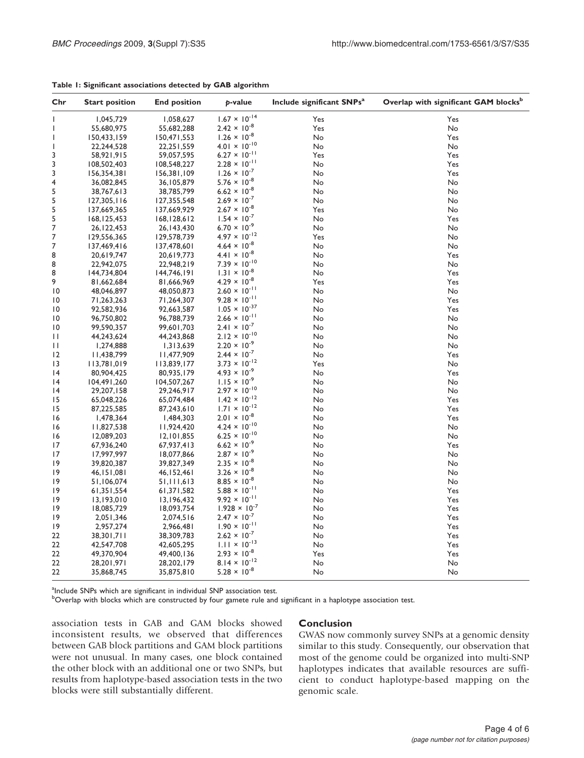**Table 1: Significant associations detected by GAB algorithm**

| Chr | Start position | End position | p-value | Include significant SNPs[a] | Overlap with significant GAM blocks[b] |
|---|---|---|---|---|---|
| 1 | 1,045,729 | 1,058,627 | $1.67 \times 10^{-14}$ | Yes | Yes |
| 1 | 55,680,975 | 55,682,288 | $2.42 \times 10^{-8}$ | Yes | No |
| 1 | 150,433,159 | 150,471,553 | $1.26 \times 10^{-8}$ | No | Yes |
| 1 | 22,244,528 | 22,251,559 | $4.01 \times 10^{-10}$ | No | No |
| 3 | 58,921,915 | 59,057,595 | $6.27 \times 10^{-11}$ | Yes | Yes |
| 3 | 108,502,403 | 108,548,227 | $2.28 \times 10^{-11}$ | No | Yes |
| 3 | 156,354,381 | 156,381,109 | $1.26 \times 10^{-7}$ | No | Yes |
| 4 | 36,082,845 | 36,105,879 | $5.76 \times 10^{-8}$ | No | No |
| 5 | 38,767,613 | 38,785,799 | $6.62 \times 10^{-8}$ | No | No |
| 5 | 127,305,116 | 127,355,548 | $2.69 \times 10^{-7}$ | No | No |
| 5 | 137,669,365 | 137,669,929 | $2.67 \times 10^{-8}$ | Yes | No |
| 5 | 168,125,453 | 168,128,612 | $1.54 \times 10^{-7}$ | No | Yes |
| 7 | 26,122,453 | 26,143,430 | $6.70 \times 10^{-9}$ | No | No |
| 7 | 129,556,365 | 129,578,739 | $4.97 \times 10^{-12}$ | Yes | No |
| 7 | 137,469,416 | 137,478,601 | $4.64 \times 10^{-8}$ | No | No |
| 8 | 20,619,747 | 20,619,773 | $4.41 \times 10^{-8}$ | No | Yes |
| 8 | 22,942,075 | 22,948,219 | $7.39 \times 10^{-10}$ | No | No |
| 8 | 144,734,804 | 144,746,191 | $1.31 \times 10^{-8}$ | No | Yes |
| 9 | 81,662,684 | 81,666,969 | $4.29 \times 10^{-8}$ | Yes | Yes |
| 10 | 48,046,897 | 48,050,873 | $2.60 \times 10^{-11}$ | No | No |
| 10 | 71,263,263 | 71,264,307 | $9.28 \times 10^{-11}$ | No | Yes |
| 10 | 92,582,936 | 92,663,587 | $1.05 \times 10^{-37}$ | No | Yes |
| 10 | 96,750,802 | 96,788,739 | $2.66 \times 10^{-11}$ | No | No |
| 10 | 99,590,357 | 99,601,703 | $2.41 \times 10^{-7}$ | No | No |
| 11 | 44,243,624 | 44,243,868 | $2.12 \times 10^{-10}$ | No | No |
| 11 | 1,274,888 | 1,313,639 | $2.20 \times 10^{-9}$ | No | No |
| 12 | 11,438,799 | 11,477,909 | $2.44 \times 10^{-7}$ | No | Yes |
| 13 | 113,781,019 | 113,839,177 | $3.73 \times 10^{-12}$ | Yes | No |
| 14 | 80,904,425 | 80,935,179 | $4.93 \times 10^{-9}$ | No | Yes |
| 14 | 104,491,260 | 104,507,267 | $1.15 \times 10^{-9}$ | No | No |
| 14 | 29,207,158 | 29,246,917 | $2.97 \times 10^{-10}$ | No | No |
| 15 | 65,048,226 | 65,074,484 | $1.42 \times 10^{-12}$ | No | Yes |
| 15 | 87,225,585 | 87,243,610 | $1.71 \times 10^{-12}$ | No | Yes |
| 16 | 1,478,364 | 1,484,303 | $2.01 \times 10^{-8}$ | No | Yes |
| 16 | 11,827,538 | 11,924,420 | $4.24 \times 10^{-10}$ | No | No |
| 16 | 12,089,203 | 12,101,855 | $6.25 \times 10^{-10}$ | No | No |
| 17 | 67,936,240 | 67,937,413 | $6.62 \times 10^{-9}$ | No | Yes |
| 17 | 17,997,997 | 18,077,866 | $2.87 \times 10^{-9}$ | No | No |
| 19 | 39,820,387 | 39,827,349 | $2.35 \times 10^{-8}$ | No | No |
| 19 | 46,151,081 | 46,152,461 | $3.26 \times 10^{-8}$ | No | No |
| 19 | 51,106,074 | 51,111,613 | $8.85 \times 10^{-8}$ | No | No |
| 19 | 61,351,554 | 61,371,582 | $5.88 \times 10^{-11}$ | No | Yes |
| 19 | 13,193,010 | 13,196,432 | $9.92 \times 10^{-11}$ | No | Yes |
| 19 | 18,085,729 | 18,093,754 | $1.928 \times 10^{-7}$ | No | Yes |
| 19 | 2,051,346 | 2,074,516 | $2.47 \times 10^{-7}$ | No | Yes |
| 19 | 2,957,274 | 2,966,481 | $1.90 \times 10^{-11}$ | No | Yes |
| 22 | 38,301,711 | 38,309,783 | $2.62 \times 10^{-7}$ | No | Yes |
| 22 | 42,547,708 | 42,605,295 | $1.11 \times 10^{-13}$ | No | Yes |
| 22 | 49,370,904 | 49,400,136 | $2.93 \times 10^{-8}$ | Yes | Yes |
| 22 | 28,201,971 | 28,202,179 | $8.14 \times 10^{-12}$ | No | No |
| 22 | 35,868,745 | 35,875,810 | $5.28 \times 10^{-8}$ | No | No |

[a]Include SNPs which are significant in individual SNP association test.
[b]Overlap with blocks which are constructed by four gamete rule and significant in a haplotype association test.

association tests in GAB and GAM blocks showed inconsistent results, we observed that differences between GAB block partitions and GAM block partitions were not unusual. In many cases, one block contained the other block with an additional one or two SNPs, but results from haplotype-based association tests in the two blocks were still substantially different.

## Conclusion

GWAS now commonly survey SNPs at a genomic density similar to this study. Consequently, our observation that most of the genome could be organized into multi-SNP haplotypes indicates that available resources are sufficient to conduct haplotype-based mapping on the genomic scale.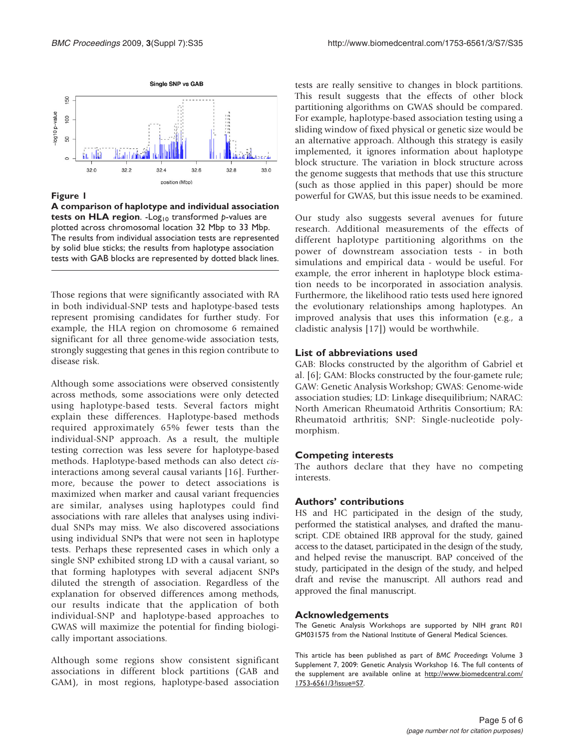Single SNP vs GAB

-log10 p-value

0
50
100
150

32.0
32.2
32.4
32.6
32.8
33.0

position (Mbp)

**Figure 1**

**A comparison of haplotype and individual association tests on HLA region**. -$\log_{10}$ transformed *p*-values are plotted across chromosomal location 32 Mbp to 33 Mbp. The results from individual association tests are represented by solid blue sticks; the results from haplotype association tests with GAB blocks are represented by dotted black lines.

Those regions that were significantly associated with RA in both individual-SNP tests and haplotype-based tests represent promising candidates for further study. For example, the HLA region on chromosome 6 remained significant for all three genome-wide association tests, strongly suggesting that genes in this region contribute to disease risk.

Although some associations were observed consistently across methods, some associations were only detected using haplotype-based tests. Several factors might explain these differences. Haplotype-based methods required approximately 65% fewer tests than the individual-SNP approach. As a result, the multiple testing correction was less severe for haplotype-based methods. Haplotype-based methods can also detect *cis*-interactions among several causal variants [16]. Furthermore, because the power to detect associations is maximized when marker and causal variant frequencies are similar, analyses using haplotypes could find associations with rare alleles that analyses using individual SNPs may miss. We also discovered associations using individual SNPs that were not seen in haplotype tests. Perhaps these represented cases in which only a single SNP exhibited strong LD with a causal variant, so that forming haplotypes with several adjacent SNPs diluted the strength of association. Regardless of the explanation for observed differences among methods, our results indicate that the application of both individual-SNP and haplotype-based approaches to GWAS will maximize the potential for finding biologically important associations.

Although some regions show consistent significant associations in different block partitions (GAB and GAM), in most regions, haplotype-based association tests are really sensitive to changes in block partitions. This result suggests that the effects of other block partitioning algorithms on GWAS should be compared. For example, haplotype-based association testing using a sliding window of fixed physical or genetic size would be an alternative approach. Although this strategy is easily implemented, it ignores information about haplotype block structure. The variation in block structure across the genome suggests that methods that use this structure (such as those applied in this paper) should be more powerful for GWAS, but this issue needs to be examined.

Our study also suggests several avenues for future research. Additional measurements of the effects of different haplotype partitioning algorithms on the power of downstream association tests - in both simulations and empirical data - would be useful. For example, the error inherent in haplotype block estimation needs to be incorporated in association analysis. Furthermore, the likelihood ratio tests used here ignored the evolutionary relationships among haplotypes. An improved analysis that uses this information (e.g., a cladistic analysis [17]) would be worthwhile.

## List of abbreviations used

GAB: Blocks constructed by the algorithm of Gabriel et al. [6]; GAM: Blocks constructed by the four-gamete rule; GAW: Genetic Analysis Workshop; GWAS: Genome-wide association studies; LD: Linkage disequilibrium; NARAC: North American Rheumatoid Arthritis Consortium; RA: Rheumatoid arthritis; SNP: Single-nucleotide polymorphism.

## Competing interests

The authors declare that they have no competing interests.

## Authors' contributions

HS and HC participated in the design of the study, performed the statistical analyses, and drafted the manuscript. CDE obtained IRB approval for the study, gained access to the dataset, participated in the design of the study, and helped revise the manuscript. BAP conceived of the study, participated in the design of the study, and helped draft and revise the manuscript. All authors read and approved the final manuscript.

## Acknowledgements

The Genetic Analysis Workshops are supported by NIH grant R01 GM031575 from the National Institute of General Medical Sciences.

This article has been published as part of *BMC Proceedings* Volume 3 Supplement 7, 2009: Genetic Analysis Workshop 16. The full contents of the supplement are available online at http://www.biomedcentral.com/1753-6561/3?issue=S7.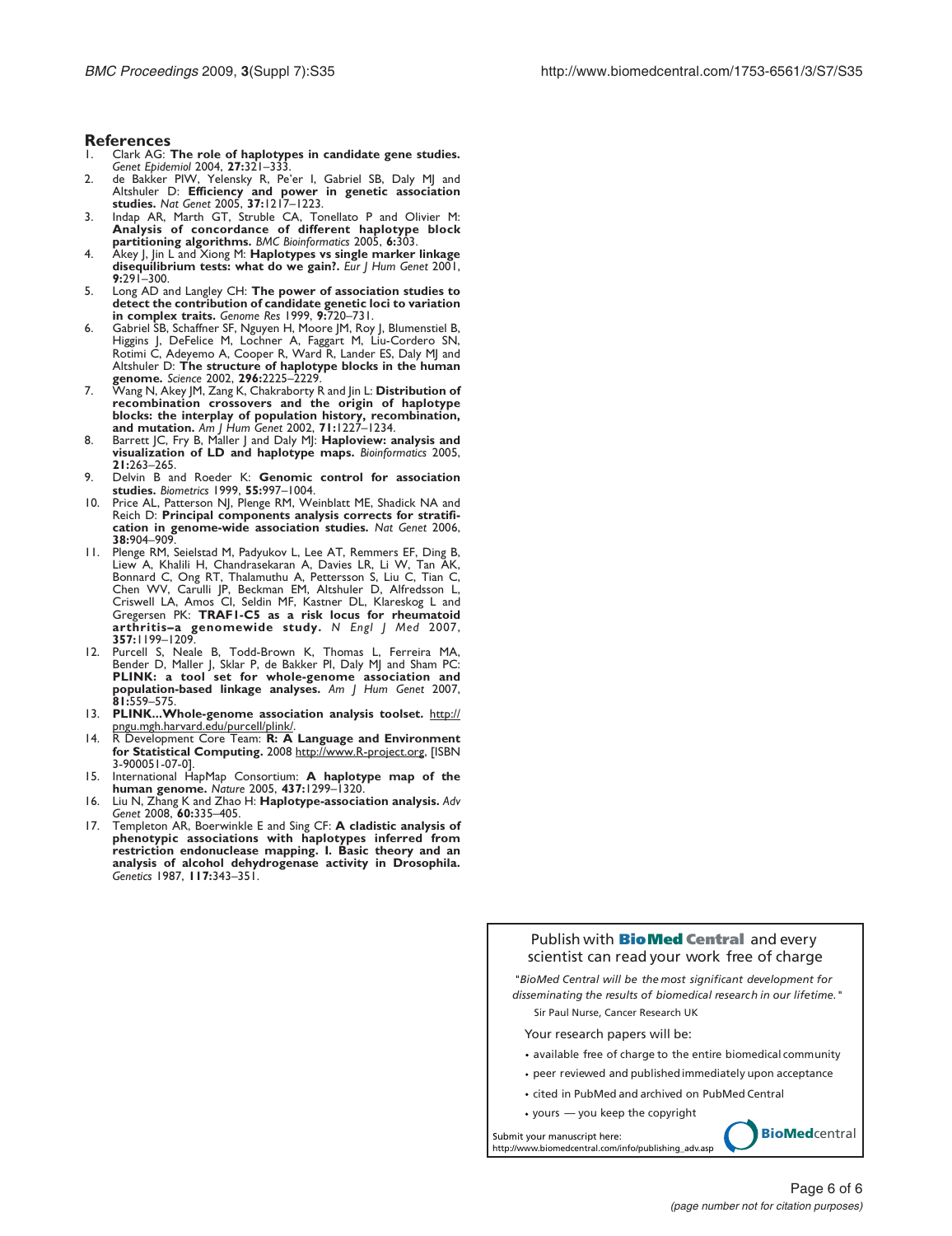## References

1. Clark AG: **The role of haplotypes in candidate gene studies.** *Genet Epidemiol* 2004, **27:**321–333.
2. de Bakker PIW, Yelensky R, Pe'er I, Gabriel SB, Daly MJ and Altshuler D: **Efficiency and power in genetic association studies.** *Nat Genet* 2005, **37:**1217–1223.
3. Indap AR, Marth GT, Struble CA, Tonellato P and Olivier M: **Analysis of concordance of different haplotype block partitioning algorithms.** *BMC Bioinformatics* 2005, **6:**303.
4. Akey J, Jin L and Xiong M: **Haplotypes vs single marker linkage disequilibrium tests: what do we gain?.** *Eur J Hum Genet* 2001, **9:**291–300.
5. Long AD and Langley CH: **The power of association studies to detect the contribution of candidate genetic loci to variation in complex traits.** *Genome Res* 1999, **9:**720–731.
6. Gabriel SB, Schaffner SF, Nguyen H, Moore JM, Roy J, Blumenstiel B, Higgins J, DeFelice M, Lochner A, Faggart M, Liu-Cordero SN, Rotimi C, Adeyemo A, Cooper R, Ward R, Lander ES, Daly MJ and Altshuler D: **The structure of haplotype blocks in the human genome.** *Science* 2002, **296:**2225–2229.
7. Wang N, Akey JM, Zang K, Chakraborty R and Jin L: **Distribution of recombination crossovers and the origin of haplotype blocks: the interplay of population history, recombination, and mutation.** *Am J Hum Genet* 2002, **71:**1227–1234.
8. Barrett JC, Fry B, Maller J and Daly MJ: **Haploview: analysis and visualization of LD and haplotype maps.** *Bioinformatics* 2005, **21:**263–265.
9. Delvin B and Roeder K: **Genomic control for association studies.** *Biometrics* 1999, **55:**997–1004.
10. Price AL, Patterson NJ, Plenge RM, Weinblatt ME, Shadick NA and Reich D: **Principal components analysis corrects for stratification in genome-wide association studies.** *Nat Genet* 2006, **38:**904–909.
11. Plenge RM, Seielstad M, Padyukov L, Lee AT, Remmers EF, Ding B, Liew A, Khalili H, Chandrasekaran A, Davies LR, Li W, Tan AK, Bonnard C, Ong RT, Thalamuthu A, Pettersson S, Liu C, Tian C, Chen WV, Carulli JP, Beckman EM, Altshuler D, Alfredsson L, Criswell LA, Amos CI, Seldin MF, Kastner DL, Klareskog L and Gregersen PK: **TRAF1-C5 as a risk locus for rheumatoid arthritis–a genomewide study.** *N Engl J Med* 2007, **357:**1199–1209.
12. Purcell S, Neale B, Todd-Brown K, Thomas L, Ferreira MA, Bender D, Maller J, Sklar P, de Bakker PI, Daly MJ and Sham PC: **PLINK: a tool set for whole-genome association and population-based linkage analyses.** *Am J Hum Genet* 2007, **81:**559–575.
13. **PLINK...Whole-genome association analysis toolset.** http://pngu.mgh.harvard.edu/purcell/plink/.
14. R Development Core Team: **R: A Language and Environment for Statistical Computing.** 2008 http://www.R-project.org, [ISBN 3-900051-07-0].
15. International HapMap Consortium: **A haplotype map of the human genome.** *Nature* 2005, **437:**1299–1320.
16. Liu N, Zhang K and Zhao H: **Haplotype-association analysis.** *Adv Genet* 2008, **60:**335–405.
17. Templeton AR, Boerwinkle E and Sing CF: **A cladistic analysis of phenotypic associations with haplotypes inferred from restriction endonuclease mapping. I. Basic theory and an analysis of alcohol dehydrogenase activity in Drosophila.** *Genetics* 1987, **117:**343–351.

Publish with **BioMed Central** and every scientist can read your work free of charge

*"BioMed Central will be the most significant development for disseminating the results of biomedical research in our lifetime."*

Sir Paul Nurse, Cancer Research UK

Your research papers will be:

- available free of charge to the entire biomedical community
- peer reviewed and published immediately upon acceptance
- cited in PubMed and archived on PubMed Central
- yours — you keep the copyright

Submit your manuscript here:
http://www.biomedcentral.com/info/publishing_adv.asp

BioMedcentral